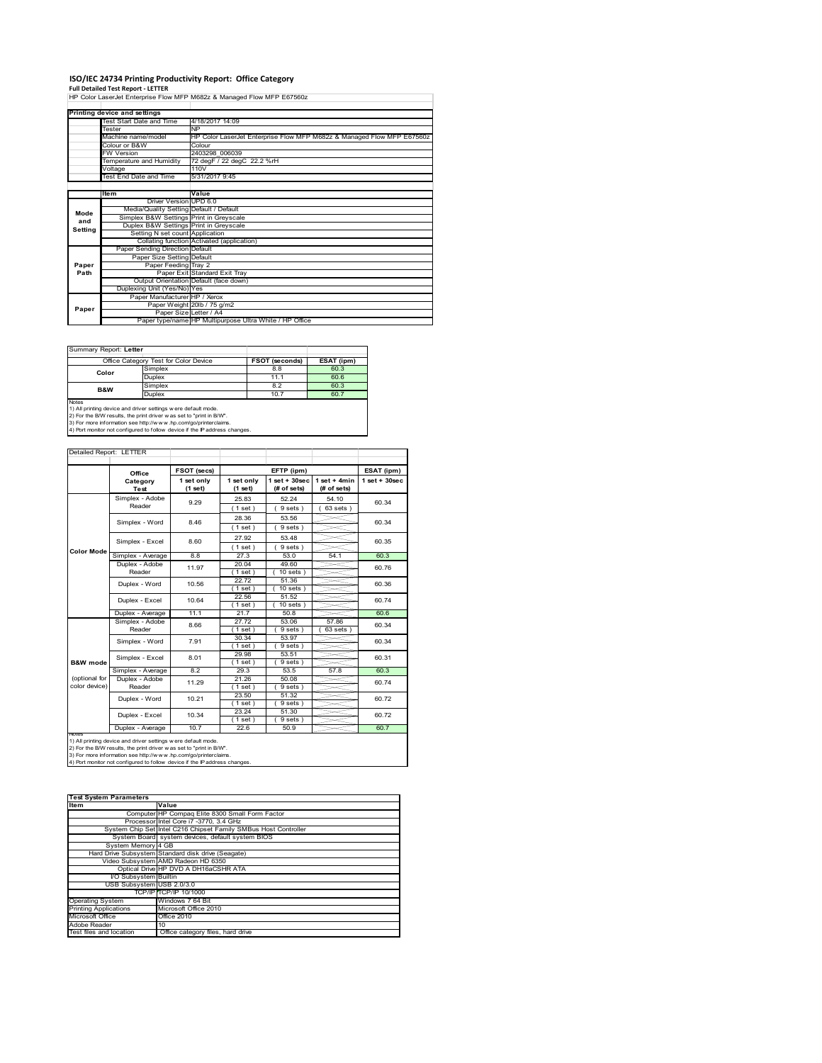# ISO/IEC 24734 Printing Productivity Report: Office Category

**Full Detailed Test Report - LETTER**

HP Color LaserJet Enterprise Flow MFP M682z & Managed Flow MFP E67560z

| Printing device and settings | |
|---|---|
| Test Start Date and Time | 4/18/2017 14:09 |
| Tester | NP |
| Machine name/model | HP Color LaserJet Enterprise Flow MFP M682z & Managed Flow MFP E67560z |
| Colour or B&W | Colour |
| FW Version | 2403298_006039 |
| Temperature and Humidity | 72 degF / 22 degC 22.2 %rH |
| Voltage | 110V |
| Test End Date and Time | 5/31/2017 9:45 |

| | Item | Value |
|---|---|---|
| Mode and Setting | Driver Version | UPD 6.0 |
| | Media/Quality Setting | Default / Default |
| | Simplex B&W Settings | Print in Greyscale |
| | Duplex B&W Settings | Print in Greyscale |
| | Setting N set count | Application |
| | Collating function | Activated (application) |
| Paper Path | Paper Sending Direction | Default |
| | Paper Size Setting | Default |
| | Paper Feeding | Tray 2 |
| | Paper Exit | Standard Exit Tray |
| | Output Orientation | Default (face down) |
| | Duplexing Unit (Yes/No) | Yes |
| Paper | Paper Manufacturer | HP / Xerox |
| | Paper Weight | 20lb / 75 g/m2 |
| | Paper Size | Letter / A4 |
| | Paper type/name | HP Multipurpose Ultra White / HP Office |

Summary Report: **Letter**

| Office Category Test for Color Device | | FSOT (seconds) | ESAT (ipm) |
|---|---|---|---|
| Color | Simplex | 8.8 | 60.3 |
| | Duplex | 11.1 | 60.6 |
| B&W | Simplex | 8.2 | 60.3 |
| | Duplex | 10.7 | 60.7 |

Notes
1) All printing device and driver settings were default mode.
2) For the B/W results, the print driver was set to "print in B/W".
3) For more information see http://www.hp.com/go/printerclaims.
4) Port monitor not configured to follow device if the IP address changes.

Detailed Report: LETTER

| | Office Category Test | FSOT (secs) 1 set only (1 set) | EFTP (ipm) 1 set only (1 set) | EFTP (ipm) 1 set + 30sec (# of sets) | EFTP (ipm) 1 set + 4min (# of sets) | ESAT (ipm) 1 set + 30sec |
|---|---|---|---|---|---|---|
| Color Mode | Simplex - Adobe Reader | 9.29 | 25.83 (1 set) | 52.24 (9 sets) | 54.10 (63 sets) | 60.34 |
| | Simplex - Word | 8.46 | 28.36 (1 set) | 53.56 (9 sets) | | 60.34 |
| | Simplex - Excel | 8.60 | 27.92 (1 set) | 53.48 (9 sets) | | 60.35 |
| | Simplex - Average | 8.8 | 27.3 | 53.0 | 54.1 | 60.3 |
| | Duplex - Adobe Reader | 11.97 | 20.04 (1 set) | 49.60 (10 sets) | | 60.76 |
| | Duplex - Word | 10.56 | 22.72 (1 set) | 51.36 (10 sets) | | 60.36 |
| | Duplex - Excel | 10.64 | 22.56 (1 set) | 51.52 (10 sets) | | 60.74 |
| | Duplex - Average | 11.1 | 21.7 | 50.8 | | 60.6 |
| B&W mode (optional for color device) | Simplex - Adobe Reader | 8.66 | 27.72 (1 set) | 53.06 (9 sets) | 57.86 (63 sets) | 60.34 |
| | Simplex - Word | 7.91 | 30.34 (1 set) | 53.97 (9 sets) | | 60.34 |
| | Simplex - Excel | 8.01 | 29.98 (1 set) | 53.51 (9 sets) | | 60.31 |
| | Simplex - Average | 8.2 | 29.3 | 53.5 | 57.8 | 60.3 |
| | Duplex - Adobe Reader | 11.29 | 21.26 (1 set) | 50.08 (9 sets) | | 60.74 |
| | Duplex - Word | 10.21 | 23.50 (1 set) | 51.32 (9 sets) | | 60.72 |
| | Duplex - Excel | 10.34 | 23.24 (1 set) | 51.30 (9 sets) | | 60.72 |
| | Duplex - Average | 10.7 | 22.6 | 50.9 | | 60.7 |

Notes
1) All printing device and driver settings were default mode.
2) For the B/W results, the print driver was set to "print in B/W".
3) For more information see http://www.hp.com/go/printerclaims.
4) Port monitor not configured to follow device if the IP address changes.

| Test System Parameters | |
|---|---|
| **Item** | **Value** |
| Computer | HP Compaq Elite 8300 Small Form Factor |
| Processor | Intel Core i7 -3770, 3.4 GHz |
| System Chip Set | Intel C216 Chipset Family SMBus Host Controller |
| System Board | system devices, default system BIOS |
| System Memory | 4 GB |
| Hard Drive Subsystem | Standard disk drive (Seagate) |
| Video Subsystem | AMD Radeon HD 6350 |
| Optical Drive | HP DVD A DH16aCSHR ATA |
| I/O Subsystem | Builtin |
| USB Subsystem | USB 2.0/3.0 |
| TCP/IP | TCP/IP 10/1000 |
| Operating System | Windows 7 64 Bit |
| Printing Applications | Microsoft Office 2010 |
| Microsoft Office | Office 2010 |
| Adobe Reader | 10 |
| Test files and location | Office category files, hard drive |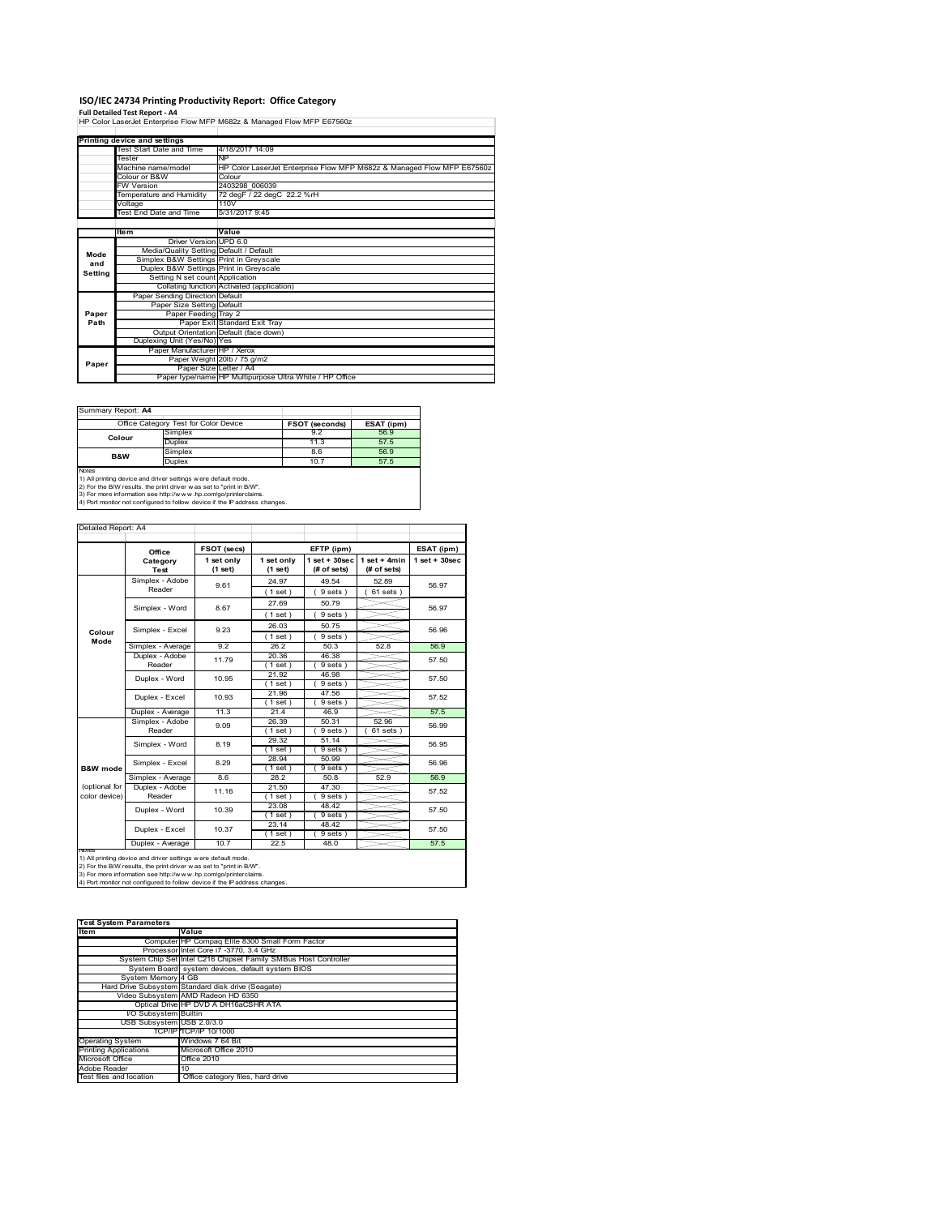# ISO/IEC 24734 Printing Productivity Report: Office Category

**Full Detailed Test Report - A4**

HP Color LaserJet Enterprise Flow MFP M682z & Managed Flow MFP E67560z

| Printing device and settings | |
|---|---|
| Test Start Date and Time | 4/18/2017 14:09 |
| Tester | NP |
| Machine name/model | HP Color LaserJet Enterprise Flow MFP M682z & Managed Flow MFP E67560z |
| Colour or B&W | Colour |
| FW Version | 2403298_006039 |
| Temperature and Humidity | 72 degF / 22 degC 22.2 %rH |
| Voltage | 110V |
| Test End Date and Time | 5/31/2017 9:45 |

| | Item | Value |
|---|---|---|
| Mode and Setting | Driver Version | UPD 6.0 |
| | Media/Quality Setting | Default / Default |
| | Simplex B&W Settings | Print in Greyscale |
| | Duplex B&W Settings | Print in Greyscale |
| | Setting N set count | Application |
| | Collating function | Activated (application) |
| Paper Path | Paper Sending Direction | Default |
| | Paper Size Setting | Default |
| | Paper Feeding | Tray 2 |
| | Paper Exit | Standard Exit Tray |
| | Output Orientation | Default (face down) |
| | Duplexing Unit (Yes/No) | Yes |
| Paper | Paper Manufacturer | HP / Xerox |
| | Paper Weight | 20lb / 75 g/m2 |
| | Paper Size | Letter / A4 |
| | Paper type/name | HP Multipurpose Ultra White / HP Office |

Summary Report: **A4**

| Office Category Test for Color Device | | FSOT (seconds) | ESAT (ipm) |
|---|---|---|---|
| Colour | Simplex | 9.2 | 56.9 |
| | Duplex | 11.3 | 57.5 |
| B&W | Simplex | 8.6 | 56.9 |
| | Duplex | 10.7 | 57.5 |

Notes
1) All printing device and driver settings were default mode.
2) For the B/W results, the print driver was set to "print in B/W".
3) For more information see http://www.hp.com/go/printerclaims.
4) Port monitor not configured to follow device if the IP address changes.

Detailed Report: A4

| | Office Category Test | FSOT (secs) 1 set only (1 set) | EFTP (ipm) 1 set only (1 set) | EFTP (ipm) 1 set + 30sec (# of sets) | EFTP (ipm) 1 set + 4min (# of sets) | ESAT (ipm) 1 set + 30sec |
|---|---|---|---|---|---|---|
| Colour Mode | Simplex - Adobe Reader | 9.61 | 24.97 (1 set) | 49.54 (9 sets) | 52.89 (61 sets) | 56.97 |
| | Simplex - Word | 8.67 | 27.69 (1 set) | 50.79 (9 sets) | | 56.97 |
| | Simplex - Excel | 9.23 | 26.03 (1 set) | 50.75 (9 sets) | | 56.96 |
| | Simplex - Average | 9.2 | 26.2 | 50.3 | 52.8 | 56.9 |
| | Duplex - Adobe Reader | 11.79 | 20.36 (1 set) | 46.38 (9 sets) | | 57.50 |
| | Duplex - Word | 10.95 | 21.92 (1 set) | 46.98 (9 sets) | | 57.50 |
| | Duplex - Excel | 10.93 | 21.96 (1 set) | 47.56 (9 sets) | | 57.52 |
| | Duplex - Average | 11.3 | 21.4 | 46.9 | | 57.5 |
| B&W mode (optional for color device) | Simplex - Adobe Reader | 9.09 | 26.39 (1 set) | 50.31 (9 sets) | 52.96 (61 sets) | 56.99 |
| | Simplex - Word | 8.19 | 29.32 (1 set) | 51.14 (9 sets) | | 56.95 |
| | Simplex - Excel | 8.29 | 28.94 (1 set) | 50.99 (9 sets) | | 56.96 |
| | Simplex - Average | 8.6 | 28.2 | 50.8 | 52.9 | 56.9 |
| | Duplex - Adobe Reader | 11.16 | 21.50 (1 set) | 47.30 (9 sets) | | 57.52 |
| | Duplex - Word | 10.39 | 23.08 (1 set) | 48.42 (9 sets) | | 57.50 |
| | Duplex - Excel | 10.37 | 23.14 (1 set) | 48.42 (9 sets) | | 57.50 |
| | Duplex - Average | 10.7 | 22.5 | 48.0 | | 57.5 |

Notes
1) All printing device and driver settings were default mode.
2) For the B/W results, the print driver was set to "print in B/W".
3) For more information see http://www.hp.com/go/printerclaims.
4) Port monitor not configured to follow device if the IP address changes.

| Test System Parameters | |
|---|---|
| **Item** | **Value** |
| Computer | HP Compaq Elite 8300 Small Form Factor |
| Processor | Intel Core i7 -3770, 3.4 GHz |
| System Chip Set | Intel C216 Chipset Family SMBus Host Controller |
| System Board | system devices, default system BIOS |
| System Memory | 4 GB |
| Hard Drive Subsystem | Standard disk drive (Seagate) |
| Video Subsystem | AMD Radeon HD 6350 |
| Optical Drive | HP DVD A DH16aCSHR ATA |
| I/O Subsystem | Builtin |
| USB Subsystem | USB 2.0/3.0 |
| TCP/IP | TCP/IP 10/1000 |
| Operating System | Windows 7 64 Bit |
| Printing Applications | Microsoft Office 2010 |
| Microsoft Office | Office 2010 |
| Adobe Reader | 10 |
| Test files and location | Office category files, hard drive |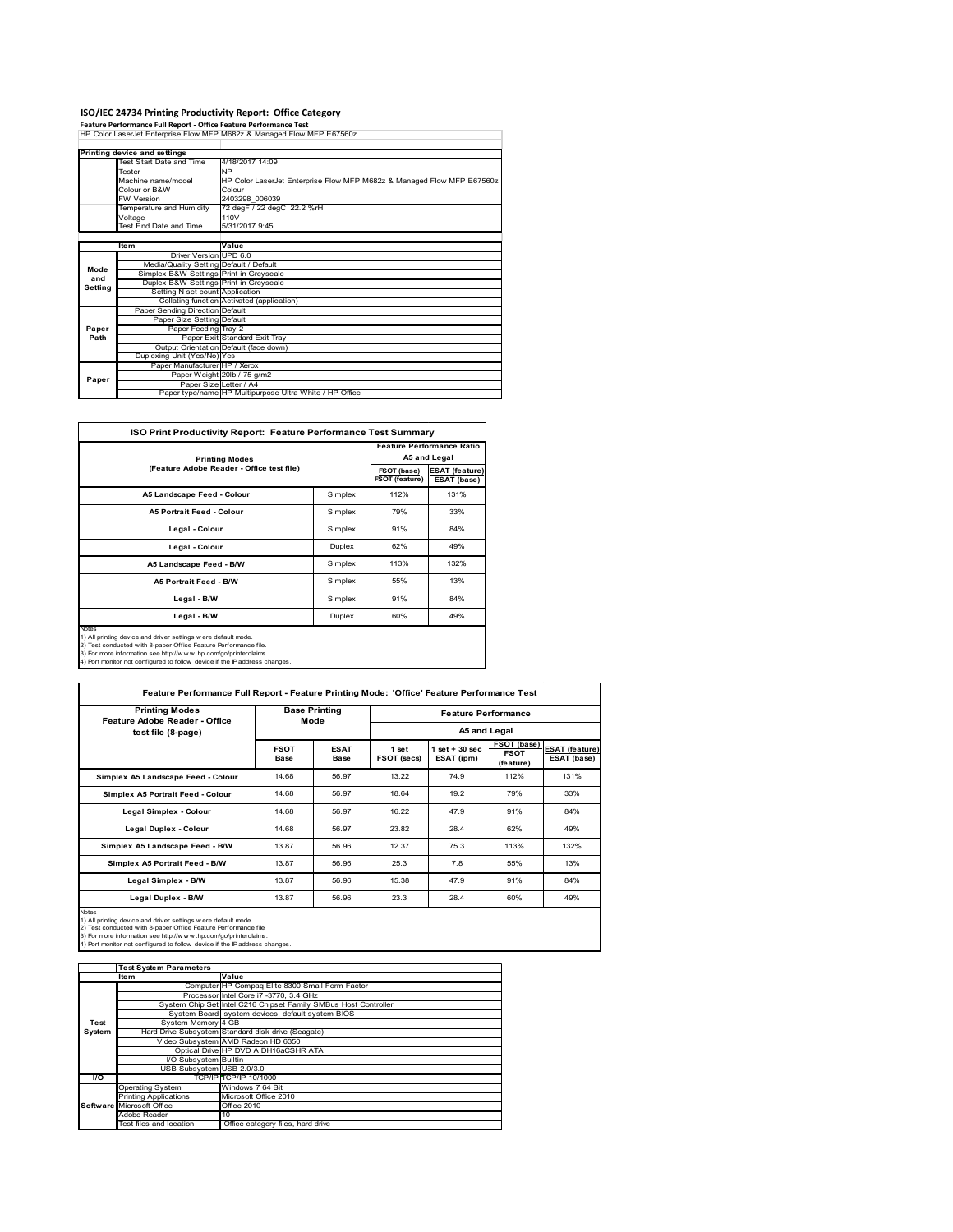# ISO/IEC 24734 Printing Productivity Report: Office Category

**Feature Performance Full Report - Office Feature Performance Test**

HP Color LaserJet Enterprise Flow MFP M682z & Managed Flow MFP E67560z

| Printing device and settings | |
|---|---|
| Test Start Date and Time | 4/18/2017 14:09 |
| Tester | NP |
| Machine name/model | HP Color LaserJet Enterprise Flow MFP M682z & Managed Flow MFP E67560z |
| Colour or B&W | Colour |
| FW Version | 2403298_006039 |
| Temperature and Humidity | 72 degF / 22 degC 22.2 %rH |
| Voltage | 110V |
| Test End Date and Time | 5/31/2017 9:45 |

| | Item | Value |
|---|---|---|
| Mode and Setting | Driver Version | UPD 6.0 |
| | Media/Quality Setting | Default / Default |
| | Simplex B&W Settings | Print in Greyscale |
| | Duplex B&W Settings | Print in Greyscale |
| | Setting N set count | Application |
| | Collating function | Activated (application) |
| Paper Path | Paper Sending Direction | Default |
| | Paper Size Setting | Default |
| | Paper Feeding | Tray 2 |
| | Paper Exit | Standard Exit Tray |
| | Output Orientation | Default (face down) |
| | Duplexing Unit (Yes/No) | Yes |
| Paper | Paper Manufacturer | HP / Xerox |
| | Paper Weight | 20lb / 75 g/m2 |
| | Paper Size | Letter / A4 |
| | Paper type/name | HP Multipurpose Ultra White / HP Office |

## ISO Print Productivity Report: Feature Performance Test Summary

| Printing Modes (Feature Adobe Reader - Office test file) | | Feature Performance Ratio A5 and Legal | |
|---|---|---|---|
| | | FSOT (base) / FSOT (feature) | ESAT (feature) / ESAT (base) |
| A5 Landscape Feed - Colour | Simplex | 112% | 131% |
| A5 Portrait Feed - Colour | Simplex | 79% | 33% |
| Legal - Colour | Simplex | 91% | 84% |
| Legal - Colour | Duplex | 62% | 49% |
| A5 Landscape Feed - B/W | Simplex | 113% | 132% |
| A5 Portrait Feed - B/W | Simplex | 55% | 13% |
| Legal - B/W | Simplex | 91% | 84% |
| Legal - B/W | Duplex | 60% | 49% |

Notes
1) All printing device and driver settings were default mode.
2) Test conducted with 8-paper Office Feature Performance file.
3) For more information see http://www.hp.com/go/printerclaims.
4) Port monitor not configured to follow device if the IP address changes.

## Feature Performance Full Report - Feature Printing Mode: 'Office' Feature Performance Test

| Printing Modes Feature Adobe Reader - Office test file (8-page) | Base Printing Mode | | Feature Performance A5 and Legal | | | |
|---|---|---|---|---|---|---|
| | FSOT Base | ESAT Base | 1 set FSOT (secs) | 1 set + 30 sec ESAT (ipm) | FSOT (base) / FSOT (feature) | ESAT (feature) / ESAT (base) |
| Simplex A5 Landscape Feed - Colour | 14.68 | 56.97 | 13.22 | 74.9 | 112% | 131% |
| Simplex A5 Portrait Feed - Colour | 14.68 | 56.97 | 18.64 | 19.2 | 79% | 33% |
| Legal Simplex - Colour | 14.68 | 56.97 | 16.22 | 47.9 | 91% | 84% |
| Legal Duplex - Colour | 14.68 | 56.97 | 23.82 | 28.4 | 62% | 49% |
| Simplex A5 Landscape Feed - B/W | 13.87 | 56.96 | 12.37 | 75.3 | 113% | 132% |
| Simplex A5 Portrait Feed - B/W | 13.87 | 56.96 | 25.3 | 7.8 | 55% | 13% |
| Legal Simplex - B/W | 13.87 | 56.96 | 15.38 | 47.9 | 91% | 84% |
| Legal Duplex - B/W | 13.87 | 56.96 | 23.3 | 28.4 | 60% | 49% |

Notes
1) All printing device and driver settings were default mode.
2) Test conducted with 8-paper Office Feature Performance file
3) For more information see http://www.hp.com/go/printerclaims.
4) Port monitor not configured to follow device if the IP address changes.

| | Test System Parameters | |
|---|---|---|
| | Item | Value |
| Test System | Computer | HP Compaq Elite 8300 Small Form Factor |
| | Processor | Intel Core i7 -3770, 3.4 GHz |
| | System Chip Set | Intel C216 Chipset Family SMBus Host Controller |
| | System Board | system devices, default system BIOS |
| | System Memory | 4 GB |
| | Hard Drive Subsystem | Standard disk drive (Seagate) |
| | Video Subsystem | AMD Radeon HD 6350 |
| | Optical Drive | HP DVD A DH16aCSHR ATA |
| | I/O Subsystem | Builtin |
| | USB Subsystem | USB 2.0/3.0 |
| I/O | TCP/IP | TCP/IP 10/1000 |
| Software | Operating System | Windows 7 64 Bit |
| | Printing Applications | Microsoft Office 2010 |
| | Microsoft Office | Office 2010 |
| | Adobe Reader | 10 |
| | Test files and location | Office category files, hard drive |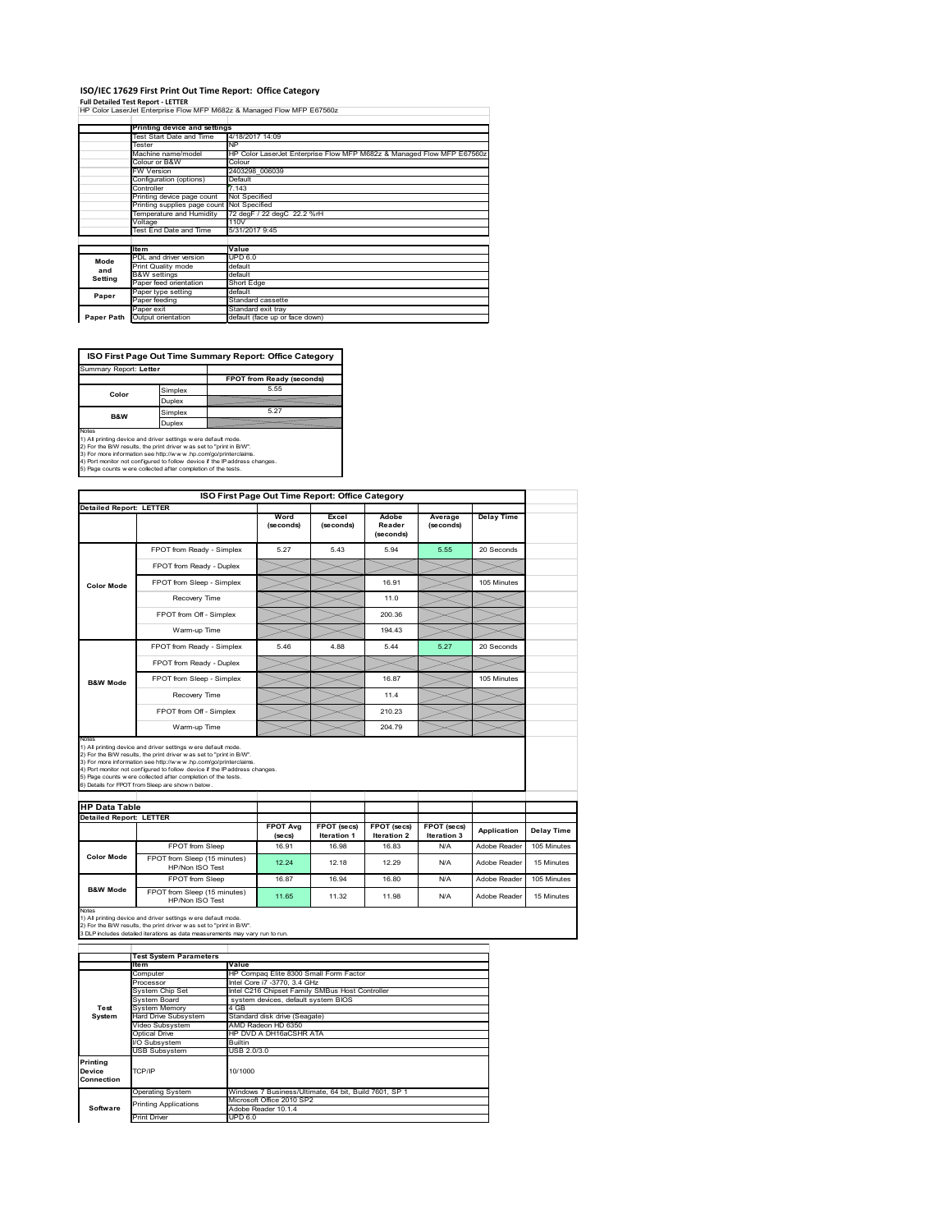# ISO/IEC 17629 First Print Out Time Report: Office Category

**Full Detailed Test Report - LETTER**

HP Color LaserJet Enterprise Flow MFP M682z & Managed Flow MFP E67560z

| | Printing device and settings | |
|---|---|---|
| | Test Start Date and Time | 4/18/2017 14:09 |
| | Tester | NP |
| | Machine name/model | HP Color LaserJet Enterprise Flow MFP M682z & Managed Flow MFP E67560z |
| | Colour or B&W | Colour |
| | FW Version | 2403298_006039 |
| | Configuration (options) | Default |
| | Controller | 7.143 |
| | Printing device page count | Not Specified |
| | Printing supplies page count | Not Specified |
| | Temperature and Humidity | 72 degF / 22 degC 22.2 %rH |
| | Voltage | 110V |
| | Test End Date and Time | 5/31/2017 9:45 |

| | Item | Value |
|---|---|---|
| Mode and Setting | PDL and driver version | UPD 6.0 |
| | Print Quality mode | default |
| | B&W settings | default |
| | Paper feed orientation | Short Edge |
| Paper | Paper type setting | default |
| | Paper feeding | Standard cassette |
| | Paper exit | Standard exit tray |
| Paper Path | Output orientation | default (face up or face down) |

**ISO First Page Out Time Summary Report: Office Category**

Summary Report: **Letter**

| | | FPOT from Ready (seconds) |
|---|---|---|
| Color | Simplex | 5.55 |
| | Duplex | |
| B&W | Simplex | 5.27 |
| | Duplex | |

Notes
1) All printing device and driver settings were default mode.
2) For the B/W results, the print driver was set to "print in B/W".
3) For more information see http://www.hp.com/go/printerclaims.
4) Port monitor not configured to follow device if the IP address changes.
5) Page counts were collected after completion of the tests.

**ISO First Page Out Time Report: Office Category**

Detailed Report: LETTER

| | | Word (seconds) | Excel (seconds) | Adobe Reader (seconds) | Average (seconds) | Delay Time |
|---|---|---|---|---|---|---|
| Color Mode | FPOT from Ready - Simplex | 5.27 | 5.43 | 5.94 | 5.55 | 20 Seconds |
| | FPOT from Ready - Duplex | | | | | |
| | FPOT from Sleep - Simplex | | | 16.91 | | 105 Minutes |
| | Recovery Time | | | 11.0 | | |
| | FPOT from Off - Simplex | | | 200.36 | | |
| | Warm-up Time | | | 194.43 | | |
| B&W Mode | FPOT from Ready - Simplex | 5.46 | 4.88 | 5.44 | 5.27 | 20 Seconds |
| | FPOT from Ready - Duplex | | | | | |
| | FPOT from Sleep - Simplex | | | 16.87 | | 105 Minutes |
| | Recovery Time | | | 11.4 | | |
| | FPOT from Off - Simplex | | | 210.23 | | |
| | Warm-up Time | | | 204.79 | | |

Notes
1) All printing device and driver settings were default mode.
2) For the B/W results, the print driver was set to "print in B/W".
3) For more information see http://www.hp.com/go/printerclaims.
4) Port monitor not configured to follow device if the IP address changes.
5) Page counts were collected after completion of the tests.
6) Details for FPOT from Sleep are shown below.

**HP Data Table**

Detailed Report: LETTER

| | | FPOT Avg (secs) | FPOT (secs) Iteration 1 | FPOT (secs) Iteration 2 | FPOT (secs) Iteration 3 | Application | Delay Time |
|---|---|---|---|---|---|---|---|
| Color Mode | FPOT from Sleep | 16.91 | 16.98 | 16.83 | N/A | Adobe Reader | 105 Minutes |
| | FPOT from Sleep (15 minutes) HP/Non ISO Test | 12.24 | 12.18 | 12.29 | N/A | Adobe Reader | 15 Minutes |
| B&W Mode | FPOT from Sleep | 16.87 | 16.94 | 16.80 | N/A | Adobe Reader | 105 Minutes |
| | FPOT from Sleep (15 minutes) HP/Non ISO Test | 11.65 | 11.32 | 11.98 | N/A | Adobe Reader | 15 Minutes |

Notes
1) All printing device and driver settings were default mode.
2) For the B/W results, the print driver was set to "print in B/W".
3 DLP includes detailed iterations as data measurements may vary run to run.

| | Test System Parameters | |
|---|---|---|
| | Item | Value |
| Test System | Computer | HP Compaq Elite 8300 Small Form Factor |
| | Processor | Intel Core i7 -3770, 3.4 GHz |
| | System Chip Set | Intel C216 Chipset Family SMBus Host Controller |
| | System Board | system devices, default system BIOS |
| | System Memory | 4 GB |
| | Hard Drive Subsystem | Standard disk drive (Seagate) |
| | Video Subsystem | AMD Radeon HD 6350 |
| | Optical Drive | HP DVD A DH16aCSHR ATA |
| | I/O Subsystem | Builtin |
| | USB Subsystem | USB 2.0/3.0 |
| Printing Device Connection | TCP/IP | 10/1000 |
| Software | Operating System | Windows 7 Business/Ultimate, 64 bit, Build 7601, SP 1 |
| | Printing Applications | Microsoft Office 2010 SP2 |
| | | Adobe Reader 10.1.4 |
| | Print Driver | UPD 6.0 |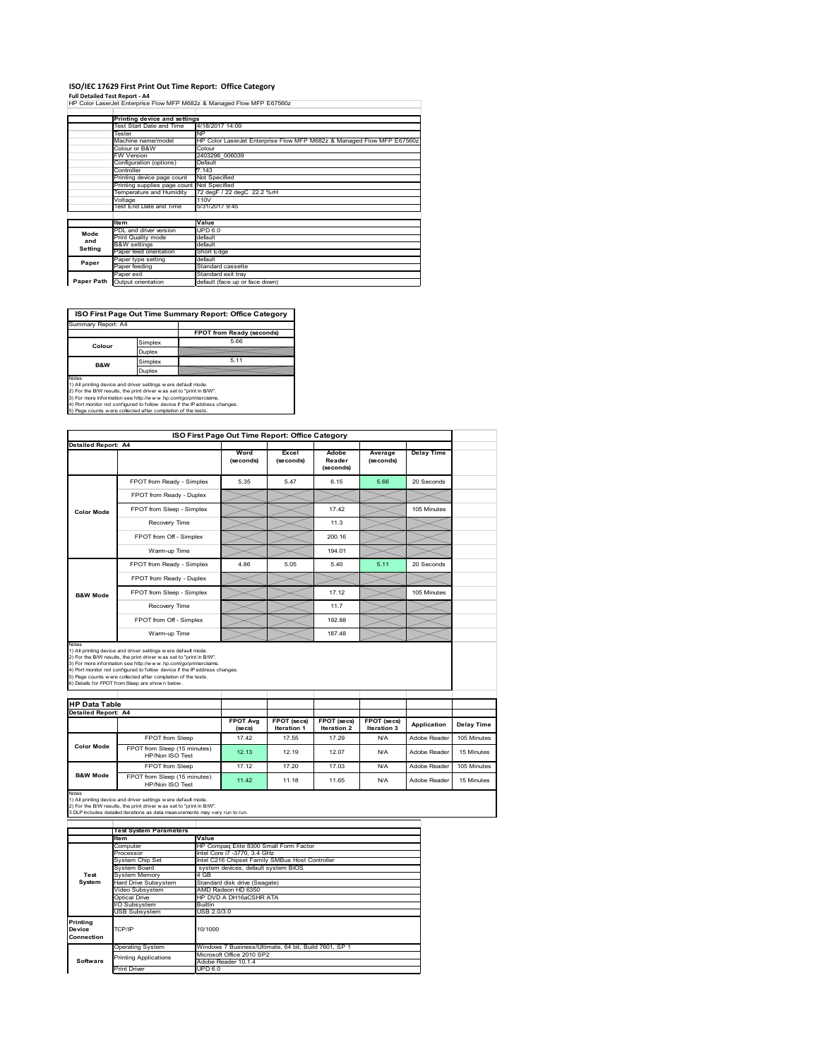# ISO/IEC 17629 First Print Out Time Report: Office Category

**Full Detailed Test Report - A4**

HP Color LaserJet Enterprise Flow MFP M682z & Managed Flow MFP E67560z

| | Printing device and settings | |
|---|---|---|
| | Test Start Date and Time | 4/18/2017 14:09 |
| | Tester | NP |
| | Machine name/model | HP Color LaserJet Enterprise Flow MFP M682z & Managed Flow MFP E67560z |
| | Colour or B&W | Colour |
| | FW Version | 2403298_006039 |
| | Configuration (options) | Default |
| | Controller | 7.143 |
| | Printing device page count | Not Specified |
| | Printing supplies page count | Not Specified |
| | Temperature and Humidity | 72 degF / 22 degC 22.2 %rH |
| | Voltage | 110V |
| | Test End Date and Time | 5/31/2017 9:45 |

| | Item | Value |
|---|---|---|
| Mode and Setting | PDL and driver version | UPD 6.0 |
| | Print Quality mode | default |
| | B&W settings | default |
| | Paper feed orientation | Short Edge |
| Paper | Paper type setting | default |
| | Paper feeding | Standard cassette |
| Paper Path | Paper exit | Standard exit tray |
| | Output orientation | default (face up or face down) |

**ISO First Page Out Time Summary Report: Office Category**

Summary Report: A4

| | | FPOT from Ready (seconds) |
|---|---|---|
| Colour | Simplex | 5.66 |
| | Duplex | |
| B&W | Simplex | 5.11 |
| | Duplex | |

Notes
1) All printing device and driver settings were default mode.
2) For the B/W results, the print driver was set to "print in B/W".
3) For more information see http://www.hp.com/go/printerclaims.
4) Port monitor not configured to follow device if the IP address changes.
5) Page counts were collected after completion of the tests.

**ISO First Page Out Time Report: Office Category**

Detailed Report: A4

| | | Word (seconds) | Excel (seconds) | Adobe Reader (seconds) | Average (seconds) | Delay Time |
|---|---|---|---|---|---|---|
| Color Mode | FPOT from Ready - Simplex | 5.35 | 5.47 | 6.15 | 5.66 | 20 Seconds |
| | FPOT from Ready - Duplex | | | | | |
| | FPOT from Sleep - Simplex | | | 17.42 | | 105 Minutes |
| | Recovery Time | | | 11.3 | | |
| | FPOT from Off - Simplex | | | 200.16 | | |
| | Warm-up Time | | | 194.01 | | |
| B&W Mode | FPOT from Ready - Simplex | 4.86 | 5.05 | 5.40 | 5.11 | 20 Seconds |
| | FPOT from Ready - Duplex | | | | | |
| | FPOT from Sleep - Simplex | | | 17.12 | | 105 Minutes |
| | Recovery Time | | | 11.7 | | |
| | FPOT from Off - Simplex | | | 192.88 | | |
| | Warm-up Time | | | 187.48 | | |

Notes
1) All printing device and driver settings were default mode.
2) For the B/W results, the print driver was set to "print in B/W".
3) For more information see http://www.hp.com/go/printerclaims.
4) Port monitor not configured to follow device if the IP address changes.
5) Page counts were collected after completion of the tests.
6) Details for FPOT from Sleep are shown below.

**HP Data Table**

Detailed Report: A4

| | | FPOT Avg (secs) | FPOT (secs) Iteration 1 | FPOT (secs) Iteration 2 | FPOT (secs) Iteration 3 | Application | Delay Time |
|---|---|---|---|---|---|---|---|
| Color Mode | FPOT from Sleep | 17.42 | 17.55 | 17.29 | N/A | Adobe Reader | 105 Minutes |
| | FPOT from Sleep (15 minutes) HP/Non ISO Test | 12.13 | 12.19 | 12.07 | N/A | Adobe Reader | 15 Minutes |
| B&W Mode | FPOT from Sleep | 17.12 | 17.20 | 17.03 | N/A | Adobe Reader | 105 Minutes |
| | FPOT from Sleep (15 minutes) HP/Non ISO Test | 11.42 | 11.18 | 11.65 | N/A | Adobe Reader | 15 Minutes |

Notes
1) All printing device and driver settings were default mode.
2) For the B/W results, the print driver was set to "print in B/W".
3 DLP includes detailed iterations as data measurements may vary run to run.

| | Test System Parameters | |
|---|---|---|
| | Item | Value |
| Test System | Computer | HP Compaq Elite 8300 Small Form Factor |
| | Processor | Intel Core i7 -3770, 3.4 GHz |
| | System Chip Set | Intel C216 Chipset Family SMBus Host Controller |
| | System Board | system devices, default system BIOS |
| | System Memory | 4 GB |
| | Hard Drive Subsystem | Standard disk drive (Seagate) |
| | Video Subsystem | AMD Radeon HD 6350 |
| | Optical Drive | HP DVD A DH16aCSHR ATA |
| | I/O Subsystem | Builtin |
| | USB Subsystem | USB 2.0/3.0 |
| Printing Device Connection | TCP/IP | 10/1000 |
| Software | Operating System | Windows 7 Business/Ultimate, 64 bit, Build 7601, SP 1 |
| | Printing Applications | Microsoft Office 2010 SP2<br>Adobe Reader 10.1.4 |
| | Print Driver | UPD 6.0 |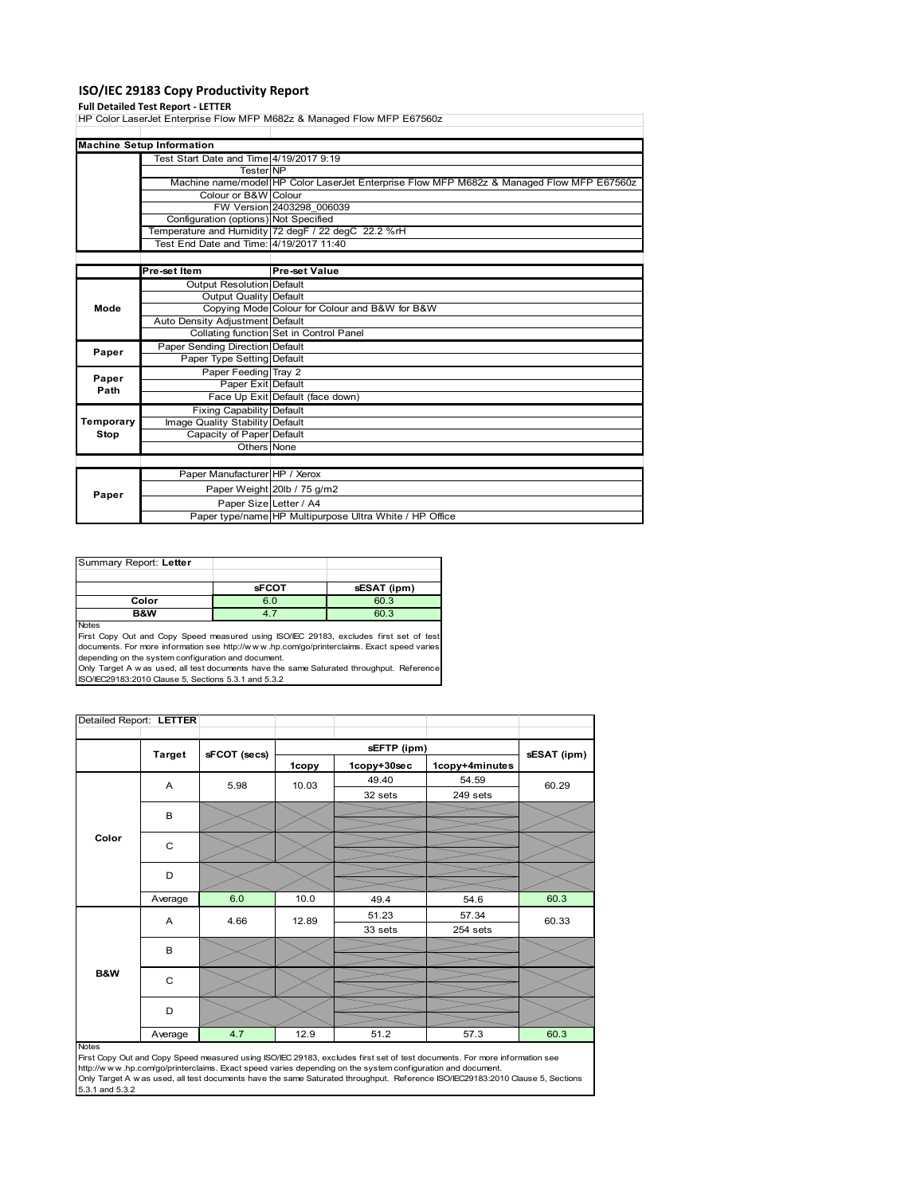# ISO/IEC 29183 Copy Productivity Report

**Full Detailed Test Report - LETTER**

HP Color LaserJet Enterprise Flow MFP M682z & Managed Flow MFP E67560z

| Machine Setup Information | | |
|---|---|---|
| | Test Start Date and Time | 4/19/2017 9:19 |
| | Tester | NP |
| | Machine name/model | HP Color LaserJet Enterprise Flow MFP M682z & Managed Flow MFP E67560z |
| | Colour or B&W | Colour |
| | FW Version | 2403298_006039 |
| | Configuration (options) | Not Specified |
| | Temperature and Humidity | 72 degF / 22 degC 22.2 %rH |
| | Test End Date and Time: | 4/19/2017 11:40 |

| | Pre-set Item | Pre-set Value |
|---|---|---|
| Mode | Output Resolution | Default |
| | Output Quality | Default |
| | Copying Mode | Colour for Colour and B&W for B&W |
| | Auto Density Adjustment | Default |
| | Collating function | Set in Control Panel |
| Paper | Paper Sending Direction | Default |
| | Paper Type Setting | Default |
| Paper Path | Paper Feeding | Tray 2 |
| | Paper Exit | Default |
| | Face Up Exit | Default (face down) |
| Temporary Stop | Fixing Capability | Default |
| | Image Quality Stability | Default |
| | Capacity of Paper | Default |
| | Others | None |

| | | |
|---|---|---|
| Paper | Paper Manufacturer | HP / Xerox |
| | Paper Weight | 20lb / 75 g/m2 |
| | Paper Size | Letter / A4 |
| | Paper type/name | HP Multipurpose Ultra White / HP Office |

| Summary Report: **Letter** | sFCOT | sESAT (ipm) |
|---|---|---|
| Color | 6.0 | 60.3 |
| B&W | 4.7 | 60.3 |

Notes

First Copy Out and Copy Speed measured using ISO/IEC 29183, excludes first set of test documents. For more information see http://www.hp.com/go/printerclaims. Exact speed varies depending on the system configuration and document.

Only Target A was used, all test documents have the same Saturated throughput. Reference ISO/IEC29183:2010 Clause 5, Sections 5.3.1 and 5.3.2

Detailed Report: **LETTER**

| | Target | sFCOT (secs) | sEFTP (ipm) 1copy | sEFTP (ipm) 1copy+30sec | sEFTP (ipm) 1copy+4minutes | sESAT (ipm) |
|---|---|---|---|---|---|---|
| Color | A | 5.98 | 10.03 | 49.40<br>32 sets | 54.59<br>249 sets | 60.29 |
| | B | | | | | |
| | C | | | | | |
| | D | | | | | |
| | Average | 6.0 | 10.0 | 49.4 | 54.6 | 60.3 |
| B&W | A | 4.66 | 12.89 | 51.23<br>33 sets | 57.34<br>254 sets | 60.33 |
| | B | | | | | |
| | C | | | | | |
| | D | | | | | |
| | Average | 4.7 | 12.9 | 51.2 | 57.3 | 60.3 |

Notes

First Copy Out and Copy Speed measured using ISO/IEC 29183, excludes first set of test documents. For more information see http://www.hp.com/go/printerclaims. Exact speed varies depending on the system configuration and document.

Only Target A was used, all test documents have the same Saturated throughput. Reference ISO/IEC29183:2010 Clause 5, Sections 5.3.1 and 5.3.2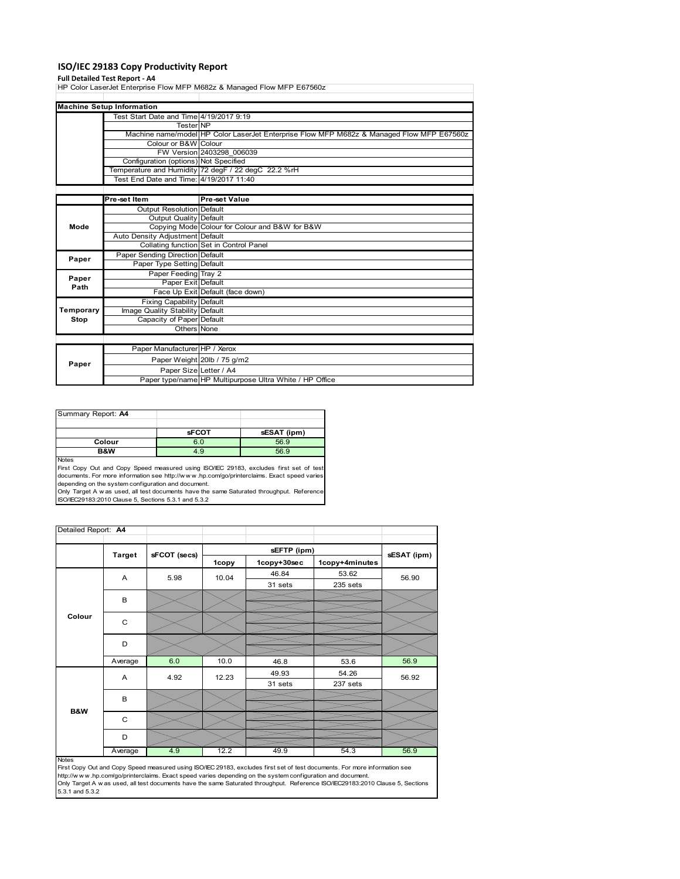# ISO/IEC 29183 Copy Productivity Report

**Full Detailed Test Report - A4**

HP Color LaserJet Enterprise Flow MFP M682z & Managed Flow MFP E67560z

| Machine Setup Information | | |
|---|---|---|
| | Test Start Date and Time | 4/19/2017 9:19 |
| | Tester | NP |
| | Machine name/model | HP Color LaserJet Enterprise Flow MFP M682z & Managed Flow MFP E67560z |
| | Colour or B&W | Colour |
| | FW Version | 2403298_006039 |
| | Configuration (options) | Not Specified |
| | Temperature and Humidity | 72 degF / 22 degC 22.2 %rH |
| | Test End Date and Time: | 4/19/2017 11:40 |

| | Pre-set Item | Pre-set Value |
|---|---|---|
| Mode | Output Resolution | Default |
| | Output Quality | Default |
| | Copying Mode | Colour for Colour and B&W for B&W |
| | Auto Density Adjustment | Default |
| | Collating function | Set in Control Panel |
| Paper | Paper Sending Direction | Default |
| | Paper Type Setting | Default |
| Paper Path | Paper Feeding | Tray 2 |
| | Paper Exit | Default |
| | Face Up Exit | Default (face down) |
| Temporary Stop | Fixing Capability | Default |
| | Image Quality Stability | Default |
| | Capacity of Paper | Default |
| | Others | None |

| | | |
|---|---|---|
| Paper | Paper Manufacturer | HP / Xerox |
| | Paper Weight | 20lb / 75 g/m2 |
| | Paper Size | Letter / A4 |
| | Paper type/name | HP Multipurpose Ultra White / HP Office |

Summary Report: **A4**

| | sFCOT | sESAT (ipm) |
|---|---|---|
| **Colour** | 6.0 | 56.9 |
| **B&W** | 4.9 | 56.9 |

Notes
First Copy Out and Copy Speed measured using ISO/IEC 29183, excludes first set of test documents. For more information see http://www.hp.com/go/printerclaims. Exact speed varies depending on the system configuration and document.
Only Target A was used, all test documents have the same Saturated throughput. Reference ISO/IEC29183:2010 Clause 5, Sections 5.3.1 and 5.3.2

Detailed Report: **A4**

| | Target | sFCOT (secs) | sEFTP (ipm) | | | sESAT (ipm) |
|---|---|---|---|---|---|---|
| | | | 1copy | 1copy+30sec | 1copy+4minutes | |
| Colour | A | 5.98 | 10.04 | 46.84<br>31 sets | 53.62<br>235 sets | 56.90 |
| | B | | | | | |
| | C | | | | | |
| | D | | | | | |
| | Average | 6.0 | 10.0 | 46.8 | 53.6 | 56.9 |
| B&W | A | 4.92 | 12.23 | 49.93<br>31 sets | 54.26<br>237 sets | 56.92 |
| | B | | | | | |
| | C | | | | | |
| | D | | | | | |
| | Average | 4.9 | 12.2 | 49.9 | 54.3 | 56.9 |

Notes
First Copy Out and Copy Speed measured using ISO/IEC 29183, excludes first set of test documents. For more information see http://www.hp.com/go/printerclaims. Exact speed varies depending on the system configuration and document.
Only Target A was used, all test documents have the same Saturated throughput. Reference ISO/IEC29183:2010 Clause 5, Sections 5.3.1 and 5.3.2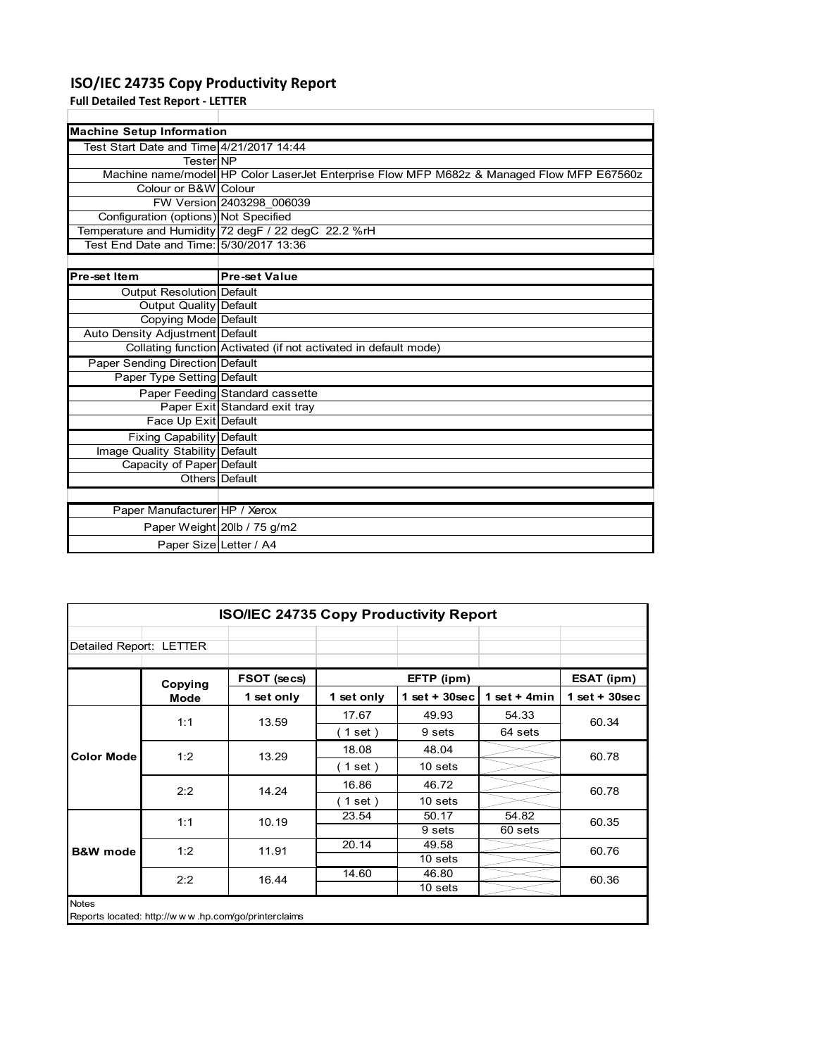# ISO/IEC 24735 Copy Productivity Report

**Full Detailed Test Report - LETTER**

| Machine Setup Information | |
|---|---|
| Test Start Date and Time | 4/21/2017 14:44 |
| Tester | NP |
| Machine name/model | HP Color LaserJet Enterprise Flow MFP M682z & Managed Flow MFP E67560z |
| Colour or B&W | Colour |
| FW Version | 2403298_006039 |
| Configuration (options) | Not Specified |
| Temperature and Humidity | 72 degF / 22 degC 22.2 %rH |
| Test End Date and Time: | 5/30/2017 13:36 |

| Pre-set Item | Pre-set Value |
|---|---|
| Output Resolution | Default |
| Output Quality | Default |
| Copying Mode | Default |
| Auto Density Adjustment | Default |
| Collating function | Activated (if not activated in default mode) |
| Paper Sending Direction | Default |
| Paper Type Setting | Default |
| Paper Feeding | Standard cassette |
| Paper Exit | Standard exit tray |
| Face Up Exit | Default |
| Fixing Capability | Default |
| Image Quality Stability | Default |
| Capacity of Paper | Default |
| Others | Default |

| | |
|---|---|
| Paper Manufacturer | HP / Xerox |
| Paper Weight | 20lb / 75 g/m2 |
| Paper Size | Letter / A4 |

## ISO/IEC 24735 Copy Productivity Report

Detailed Report: LETTER

| | Copying Mode | FSOT (secs) | EFTP (ipm) | | | ESAT (ipm) |
|---|---|---|---|---|---|---|
| | | 1 set only | 1 set only | 1 set + 30sec | 1 set + 4min | 1 set + 30sec |
| Color Mode | 1:1 | 13.59 | 17.67 | 49.93 | 54.33 | 60.34 |
| | | | ( 1 set ) | 9 sets | 64 sets | |
| | 1:2 | 13.29 | 18.08 | 48.04 | | 60.78 |
| | | | ( 1 set ) | 10 sets | | |
| | 2:2 | 14.24 | 16.86 | 46.72 | | 60.78 |
| | | | ( 1 set ) | 10 sets | | |
| B&W mode | 1:1 | 10.19 | 23.54 | 50.17 | 54.82 | 60.35 |
| | | | | 9 sets | 60 sets | |
| | 1:2 | 11.91 | 20.14 | 49.58 | | 60.76 |
| | | | | 10 sets | | |
| | 2:2 | 16.44 | 14.60 | 46.80 | | 60.36 |
| | | | | 10 sets | | |

Notes

Reports located: http://www.hp.com/go/printerclaims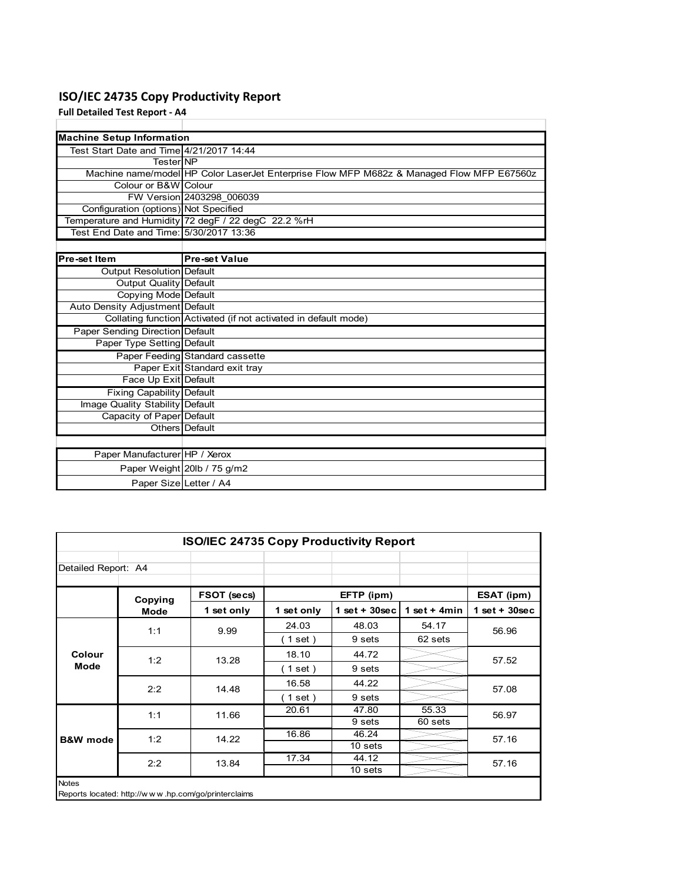# ISO/IEC 24735 Copy Productivity Report

**Full Detailed Test Report - A4**

| Machine Setup Information | |
|---|---|
| Test Start Date and Time | 4/21/2017 14:44 |
| Tester | NP |
| Machine name/model | HP Color LaserJet Enterprise Flow MFP M682z & Managed Flow MFP E67560z |
| Colour or B&W | Colour |
| FW Version | 2403298_006039 |
| Configuration (options) | Not Specified |
| Temperature and Humidity | 72 degF / 22 degC 22.2 %rH |
| Test End Date and Time: | 5/30/2017 13:36 |

| Pre-set Item | Pre-set Value |
|---|---|
| Output Resolution | Default |
| Output Quality | Default |
| Copying Mode | Default |
| Auto Density Adjustment | Default |
| Collating function | Activated (if not activated in default mode) |
| Paper Sending Direction | Default |
| Paper Type Setting | Default |
| Paper Feeding | Standard cassette |
| Paper Exit | Standard exit tray |
| Face Up Exit | Default |
| Fixing Capability | Default |
| Image Quality Stability | Default |
| Capacity of Paper | Default |
| Others | Default |

| | |
|---|---|
| Paper Manufacturer | HP / Xerox |
| Paper Weight | 20lb / 75 g/m2 |
| Paper Size | Letter / A4 |

**ISO/IEC 24735 Copy Productivity Report**

Detailed Report: A4

| | Copying Mode | FSOT (secs) | EFTP (ipm) | | | ESAT (ipm) |
|---|---|---|---|---|---|---|
| | | 1 set only | 1 set only | 1 set + 30sec | 1 set + 4min | 1 set + 30sec |
| Colour Mode | 1:1 | 9.99 | 24.03 | 48.03 | 54.17 | 56.96 |
| | | | ( 1 set ) | 9 sets | 62 sets | |
| | 1:2 | 13.28 | 18.10 | 44.72 | | 57.52 |
| | | | ( 1 set ) | 9 sets | | |
| | 2:2 | 14.48 | 16.58 | 44.22 | | 57.08 |
| | | | ( 1 set ) | 9 sets | | |
| B&W mode | 1:1 | 11.66 | 20.61 | 47.80 | 55.33 | 56.97 |
| | | | | 9 sets | 60 sets | |
| | 1:2 | 14.22 | 16.86 | 46.24 | | 57.16 |
| | | | | 10 sets | | |
| | 2:2 | 13.84 | 17.34 | 44.12 | | 57.16 |
| | | | | 10 sets | | |

Notes

Reports located: http://w w w .hp.com/go/printerclaims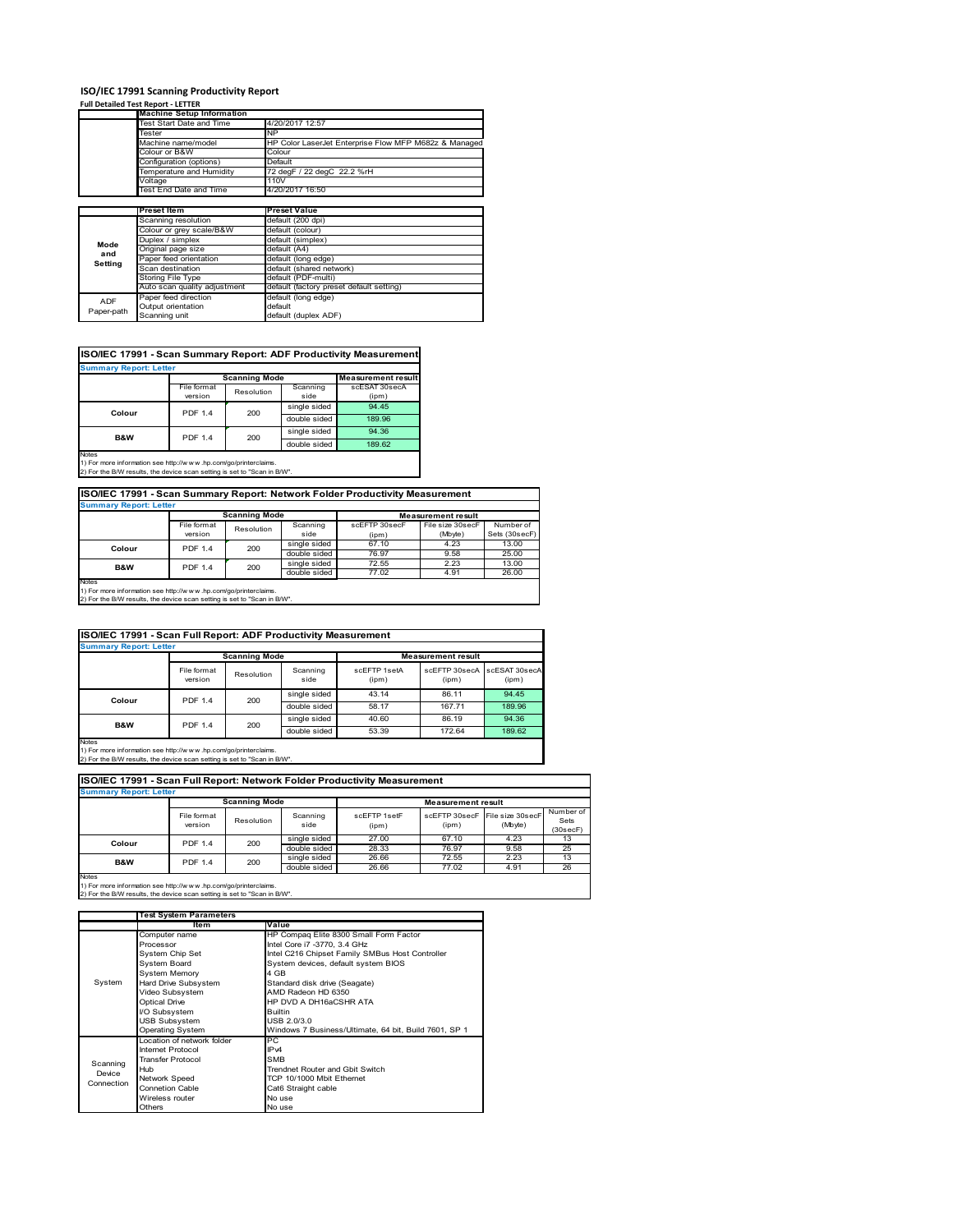# ISO/IEC 17991 Scanning Productivity Report

**Full Detailed Test Report - LETTER**

| | Machine Setup Information | |
|---|---|---|
| | Test Start Date and Time | 4/20/2017 12:57 |
| | Tester | NP |
| | Machine name/model | HP Color LaserJet Enterprise Flow MFP M682z & Managed |
| | Colour or B&W | Colour |
| | Configuration (options) | Default |
| | Temperature and Humidity | 72 degF / 22 degC 22.2 %rH |
| | Voltage | 110V |
| | Test End Date and Time | 4/20/2017 16:50 |

| | Preset Item | Preset Value |
|---|---|---|
| Mode and Setting | Scanning resolution | default (200 dpi) |
| | Colour or grey scale/B&W | default (colour) |
| | Duplex / simplex | default (simplex) |
| | Original page size | default (A4) |
| | Paper feed orientation | default (long edge) |
| | Scan destination | default (shared network) |
| | Storing File Type | default (PDF-multi) |
| | Auto scan quality adjustment | default (factory preset default setting) |
| ADF Paper-path | Paper feed direction | default (long edge) |
| | Output orientation | default |
| | Scanning unit | default (duplex ADF) |

## ISO/IEC 17991 - Scan Summary Report: ADF Productivity Measurement

**Summary Report: Letter**

| | Scanning Mode | | | Measurement result |
|---|---|---|---|---|
| | File format version | Resolution | Scanning side | scESAT 30secA (ipm) |
| Colour | PDF 1.4 | 200 | single sided | 94.45 |
| | | | double sided | 189.96 |
| B&W | PDF 1.4 | 200 | single sided | 94.36 |
| | | | double sided | 189.62 |

Notes
1) For more information see http://www.hp.com/go/printerclaims.
2) For the B/W results, the device scan setting is set to "Scan in B/W".

## ISO/IEC 17991 - Scan Summary Report: Network Folder Productivity Measurement

**Summary Report: Letter**

| | Scanning Mode | | | Measurement result | | |
|---|---|---|---|---|---|---|
| | File format version | Resolution | Scanning side | scEFTP 30secF (ipm) | File size 30secF (Mbyte) | Number of Sets (30secF) |
| Colour | PDF 1.4 | 200 | single sided | 67.10 | 4.23 | 13.00 |
| | | | double sided | 76.97 | 9.58 | 25.00 |
| B&W | PDF 1.4 | 200 | single sided | 72.55 | 2.23 | 13.00 |
| | | | double sided | 77.02 | 4.91 | 26.00 |

Notes
1) For more information see http://www.hp.com/go/printerclaims.
2) For the B/W results, the device scan setting is set to "Scan in B/W".

## ISO/IEC 17991 - Scan Full Report: ADF Productivity Measurement

**Summary Report: Letter**

| | Scanning Mode | | | Measurement result | | |
|---|---|---|---|---|---|---|
| | File format version | Resolution | Scanning side | scEFTP 1setA (ipm) | scEFTP 30secA (ipm) | scESAT 30secA (ipm) |
| Colour | PDF 1.4 | 200 | single sided | 43.14 | 86.11 | 94.45 |
| | | | double sided | 58.17 | 167.71 | 189.96 |
| B&W | PDF 1.4 | 200 | single sided | 40.60 | 86.19 | 94.36 |
| | | | double sided | 53.39 | 172.64 | 189.62 |

Notes
1) For more information see http://www.hp.com/go/printerclaims.
2) For the B/W results, the device scan setting is set to "Scan in B/W".

## ISO/IEC 17991 - Scan Full Report: Network Folder Productivity Measurement

**Summary Report: Letter**

| | Scanning Mode | | | Measurement result | | | |
|---|---|---|---|---|---|---|---|
| | File format version | Resolution | Scanning side | scEFTP 1setF (ipm) | scEFTP 30secF (ipm) | File size 30secF (Mbyte) | Number of Sets (30secF) |
| Colour | PDF 1.4 | 200 | single sided | 27.00 | 67.10 | 4.23 | 13 |
| | | | double sided | 28.33 | 76.97 | 9.58 | 25 |
| B&W | PDF 1.4 | 200 | single sided | 26.66 | 72.55 | 2.23 | 13 |
| | | | double sided | 26.66 | 77.02 | 4.91 | 26 |

Notes
1) For more information see http://www.hp.com/go/printerclaims.
2) For the B/W results, the device scan setting is set to "Scan in B/W".

| | Test System Parameters | |
|---|---|---|
| | Item | Value |
| System | Computer name | HP Compaq Elite 8300 Small Form Factor |
| | Processor | Intel Core i7 -3770, 3.4 GHz |
| | System Chip Set | Intel C216 Chipset Family SMBus Host Controller |
| | System Board | System devices, default system BIOS |
| | System Memory | 4 GB |
| | Hard Drive Subsystem | Standard disk drive (Seagate) |
| | Video Subsystem | AMD Radeon HD 6350 |
| | Optical Drive | HP DVD A DH16aCSHR ATA |
| | I/O Subsystem | Builtin |
| | USB Subsystem | USB 2.0/3.0 |
| | Operating System | Windows 7 Business/Ultimate, 64 bit, Build 7601, SP 1 |
| Scanning Device Connection | Location of network folder | PC |
| | Internet Protocol | IPv4 |
| | Transfer Protocol | SMB |
| | Hub | Trendnet Router and Gbit Switch |
| | Network Speed | TCP 10/1000 Mbit Ethernet |
| | Connetion Cable | Cat6 Straight cable |
| | Wireless router | No use |
| | Others | No use |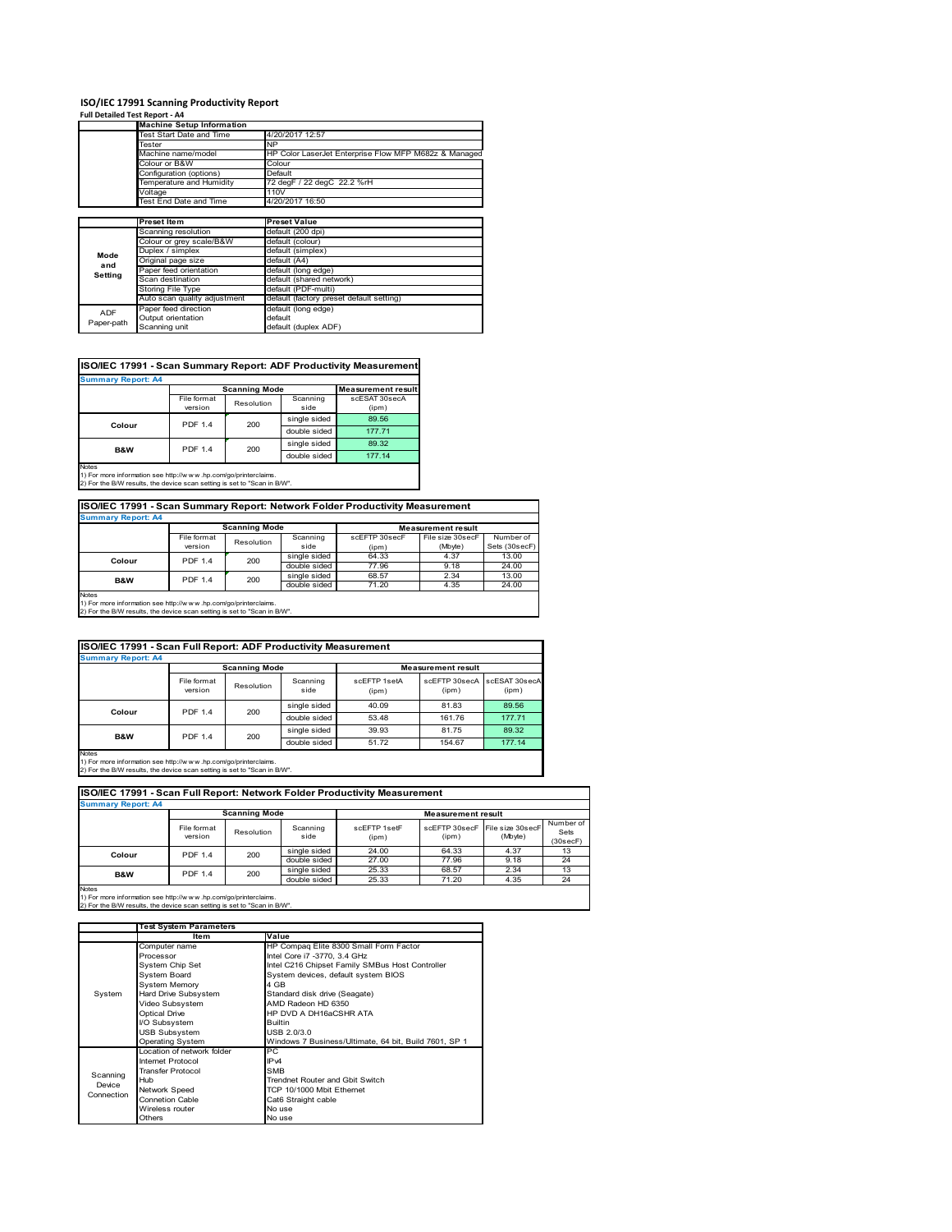# ISO/IEC 17991 Scanning Productivity Report

**Full Detailed Test Report - A4**

| | Machine Setup Information | |
|---|---|---|
| | Test Start Date and Time | 4/20/2017 12:57 |
| | Tester | NP |
| | Machine name/model | HP Color LaserJet Enterprise Flow MFP M682z & Managed |
| | Colour or B&W | Colour |
| | Configuration (options) | Default |
| | Temperature and Humidity | 72 degF / 22 degC 22.2 %rH |
| | Voltage | 110V |
| | Test End Date and Time | 4/20/2017 16:50 |

| | Preset Item | Preset Value |
|---|---|---|
| Mode and Setting | Scanning resolution | default (200 dpi) |
| | Colour or grey scale/B&W | default (colour) |
| | Duplex / simplex | default (simplex) |
| | Original page size | default (A4) |
| | Paper feed orientation | default (long edge) |
| | Scan destination | default (shared network) |
| | Storing File Type | default (PDF-multi) |
| | Auto scan quality adjustment | default (factory preset default setting) |
| ADF Paper-path | Paper feed direction | default (long edge) |
| | Output orientation | default |
| | Scanning unit | default (duplex ADF) |

## ISO/IEC 17991 - Scan Summary Report: ADF Productivity Measurement

**Summary Report: A4**

| | Scanning Mode | | | Measurement result |
|---|---|---|---|---|
| | File format version | Resolution | Scanning side | scESAT 30secA (ipm) |
| Colour | PDF 1.4 | 200 | single sided | 89.56 |
| | | | double sided | 177.71 |
| B&W | PDF 1.4 | 200 | single sided | 89.32 |
| | | | double sided | 177.14 |

Notes
1) For more information see http://www.hp.com/go/printerclaims.
2) For the B/W results, the device scan setting is set to "Scan in B/W".

## ISO/IEC 17991 - Scan Summary Report: Network Folder Productivity Measurement

**Summary Report: A4**

| | Scanning Mode | | | Measurement result | | |
|---|---|---|---|---|---|---|
| | File format version | Resolution | Scanning side | scEFTP 30secF (ipm) | File size 30secF (Mbyte) | Number of Sets (30secF) |
| Colour | PDF 1.4 | 200 | single sided | 64.33 | 4.37 | 13.00 |
| | | | double sided | 77.96 | 9.18 | 24.00 |
| B&W | PDF 1.4 | 200 | single sided | 68.57 | 2.34 | 13.00 |
| | | | double sided | 71.20 | 4.35 | 24.00 |

Notes
1) For more information see http://www.hp.com/go/printerclaims.
2) For the B/W results, the device scan setting is set to "Scan in B/W".

## ISO/IEC 17991 - Scan Full Report: ADF Productivity Measurement

**Summary Report: A4**

| | Scanning Mode | | | Measurement result | | |
|---|---|---|---|---|---|---|
| | File format version | Resolution | Scanning side | scEFTP 1setA (ipm) | scEFTP 30secA (ipm) | scESAT 30secA (ipm) |
| Colour | PDF 1.4 | 200 | single sided | 40.09 | 81.83 | 89.56 |
| | | | double sided | 53.48 | 161.76 | 177.71 |
| B&W | PDF 1.4 | 200 | single sided | 39.93 | 81.75 | 89.32 |
| | | | double sided | 51.72 | 154.67 | 177.14 |

Notes
1) For more information see http://www.hp.com/go/printerclaims.
2) For the B/W results, the device scan setting is set to "Scan in B/W".

## ISO/IEC 17991 - Scan Full Report: Network Folder Productivity Measurement

**Summary Report: A4**

| | Scanning Mode | | | Measurement result | | | |
|---|---|---|---|---|---|---|---|
| | File format version | Resolution | Scanning side | scEFTP 1setF (ipm) | scEFTP 30secF (ipm) | File size 30secF (Mbyte) | Number of Sets (30secF) |
| Colour | PDF 1.4 | 200 | single sided | 24.00 | 64.33 | 4.37 | 13 |
| | | | double sided | 27.00 | 77.96 | 9.18 | 24 |
| B&W | PDF 1.4 | 200 | single sided | 25.33 | 68.57 | 2.34 | 13 |
| | | | double sided | 25.33 | 71.20 | 4.35 | 24 |

Notes
1) For more information see http://www.hp.com/go/printerclaims.
2) For the B/W results, the device scan setting is set to "Scan in B/W".

| | Test System Parameters | |
|---|---|---|
| | Item | Value |
| System | Computer name | HP Compaq Elite 8300 Small Form Factor |
| | Processor | Intel Core i7 -3770, 3.4 GHz |
| | System Chip Set | Intel C216 Chipset Family SMBus Host Controller |
| | System Board | System devices, default system BIOS |
| | System Memory | 4 GB |
| | Hard Drive Subsystem | Standard disk drive (Seagate) |
| | Video Subsystem | AMD Radeon HD 6350 |
| | Optical Drive | HP DVD A DH16aCSHR ATA |
| | I/O Subsystem | Builtin |
| | USB Subsystem | USB 2.0/3.0 |
| | Operating System | Windows 7 Business/Ultimate, 64 bit, Build 7601, SP 1 |
| Scanning Device Connection | Location of network folder | PC |
| | Internet Protocol | IPv4 |
| | Transfer Protocol | SMB |
| | Hub | Trendnet Router and Gbit Switch |
| | Network Speed | TCP 10/1000 Mbit Ethernet |
| | Connetion Cable | Cat6 Straight cable |
| | Wireless router | No use |
| | Others | No use |